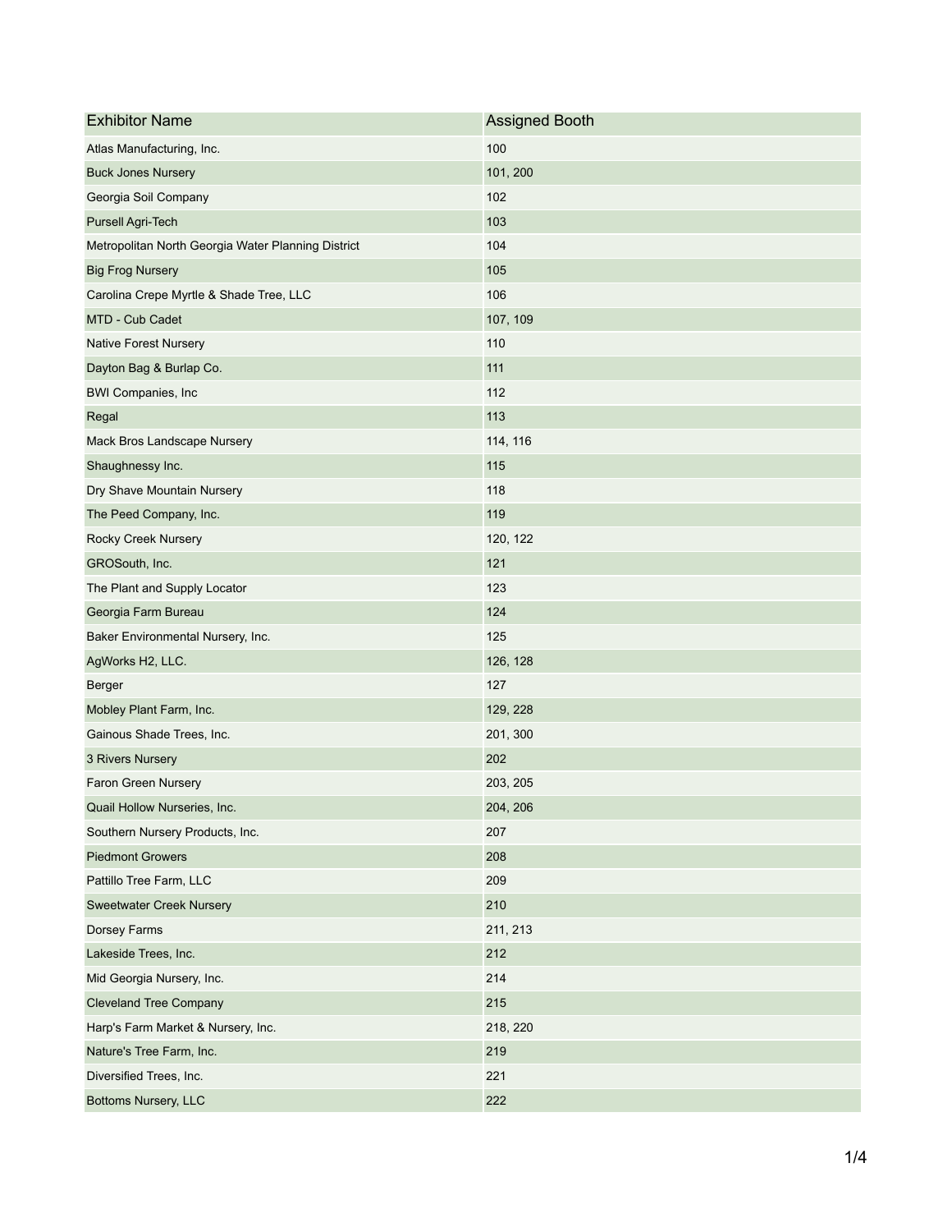| Exhibitor Name | Assigned Booth |
| --- | --- |
| Atlas Manufacturing, Inc. | 100 |
| Buck Jones Nursery | 101, 200 |
| Georgia Soil Company | 102 |
| Pursell Agri-Tech | 103 |
| Metropolitan North Georgia Water Planning District | 104 |
| Big Frog Nursery | 105 |
| Carolina Crepe Myrtle & Shade Tree, LLC | 106 |
| MTD - Cub Cadet | 107, 109 |
| Native Forest Nursery | 110 |
| Dayton Bag & Burlap Co. | 111 |
| BWI Companies, Inc | 112 |
| Regal | 113 |
| Mack Bros Landscape Nursery | 114, 116 |
| Shaughnessy Inc. | 115 |
| Dry Shave Mountain Nursery | 118 |
| The Peed Company, Inc. | 119 |
| Rocky Creek Nursery | 120, 122 |
| GROSouth, Inc. | 121 |
| The Plant and Supply Locator | 123 |
| Georgia Farm Bureau | 124 |
| Baker Environmental Nursery, Inc. | 125 |
| AgWorks H2, LLC. | 126, 128 |
| Berger | 127 |
| Mobley Plant Farm, Inc. | 129, 228 |
| Gainous Shade Trees, Inc. | 201, 300 |
| 3 Rivers Nursery | 202 |
| Faron Green Nursery | 203, 205 |
| Quail Hollow Nurseries, Inc. | 204, 206 |
| Southern Nursery Products, Inc. | 207 |
| Piedmont Growers | 208 |
| Pattillo Tree Farm, LLC | 209 |
| Sweetwater Creek Nursery | 210 |
| Dorsey Farms | 211, 213 |
| Lakeside Trees, Inc. | 212 |
| Mid Georgia Nursery, Inc. | 214 |
| Cleveland Tree Company | 215 |
| Harp's Farm Market & Nursery, Inc. | 218, 220 |
| Nature's Tree Farm, Inc. | 219 |
| Diversified Trees, Inc. | 221 |
| Bottoms Nursery, LLC | 222 |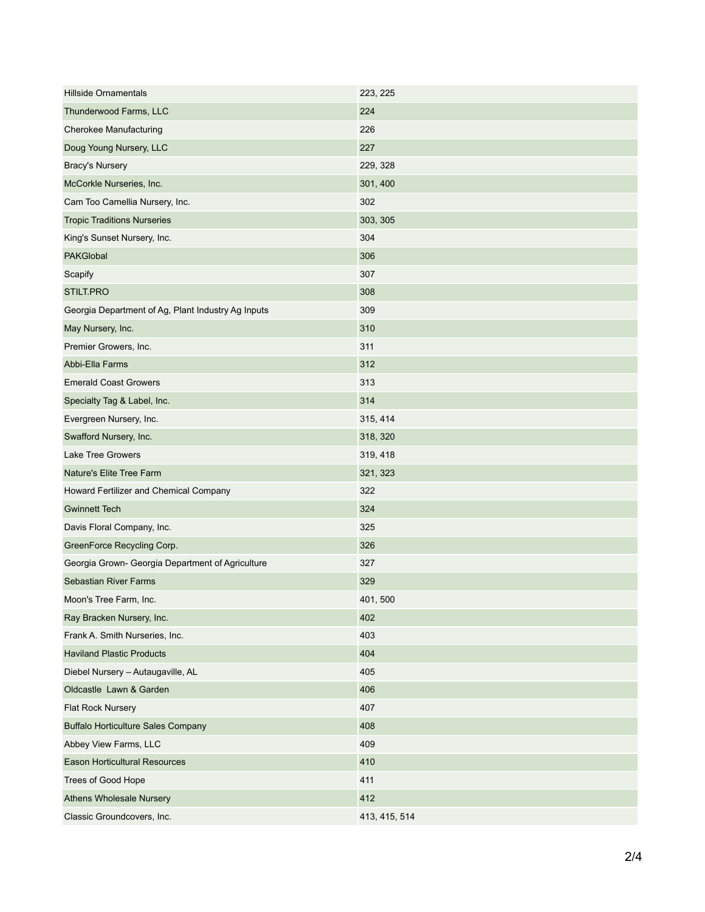| | |
|---|---|
| Hillside Ornamentals | 223, 225 |
| Thunderwood Farms, LLC | 224 |
| Cherokee Manufacturing | 226 |
| Doug Young Nursery, LLC | 227 |
| Bracy's Nursery | 229, 328 |
| McCorkle Nurseries, Inc. | 301, 400 |
| Cam Too Camellia Nursery, Inc. | 302 |
| Tropic Traditions Nurseries | 303, 305 |
| King's Sunset Nursery, Inc. | 304 |
| PAKGlobal | 306 |
| Scapify | 307 |
| STILT.PRO | 308 |
| Georgia Department of Ag, Plant Industry Ag Inputs | 309 |
| May Nursery, Inc. | 310 |
| Premier Growers, Inc. | 311 |
| Abbi-Ella Farms | 312 |
| Emerald Coast Growers | 313 |
| Specialty Tag & Label, Inc. | 314 |
| Evergreen Nursery, Inc. | 315, 414 |
| Swafford Nursery, Inc. | 318, 320 |
| Lake Tree Growers | 319, 418 |
| Nature's Elite Tree Farm | 321, 323 |
| Howard Fertilizer and Chemical Company | 322 |
| Gwinnett Tech | 324 |
| Davis Floral Company, Inc. | 325 |
| GreenForce Recycling Corp. | 326 |
| Georgia Grown- Georgia Department of Agriculture | 327 |
| Sebastian River Farms | 329 |
| Moon's Tree Farm, Inc. | 401, 500 |
| Ray Bracken Nursery, Inc. | 402 |
| Frank A. Smith Nurseries, Inc. | 403 |
| Haviland Plastic Products | 404 |
| Diebel Nursery – Autaugaville, AL | 405 |
| Oldcastle Lawn & Garden | 406 |
| Flat Rock Nursery | 407 |
| Buffalo Horticulture Sales Company | 408 |
| Abbey View Farms, LLC | 409 |
| Eason Horticultural Resources | 410 |
| Trees of Good Hope | 411 |
| Athens Wholesale Nursery | 412 |
| Classic Groundcovers, Inc. | 413, 415, 514 |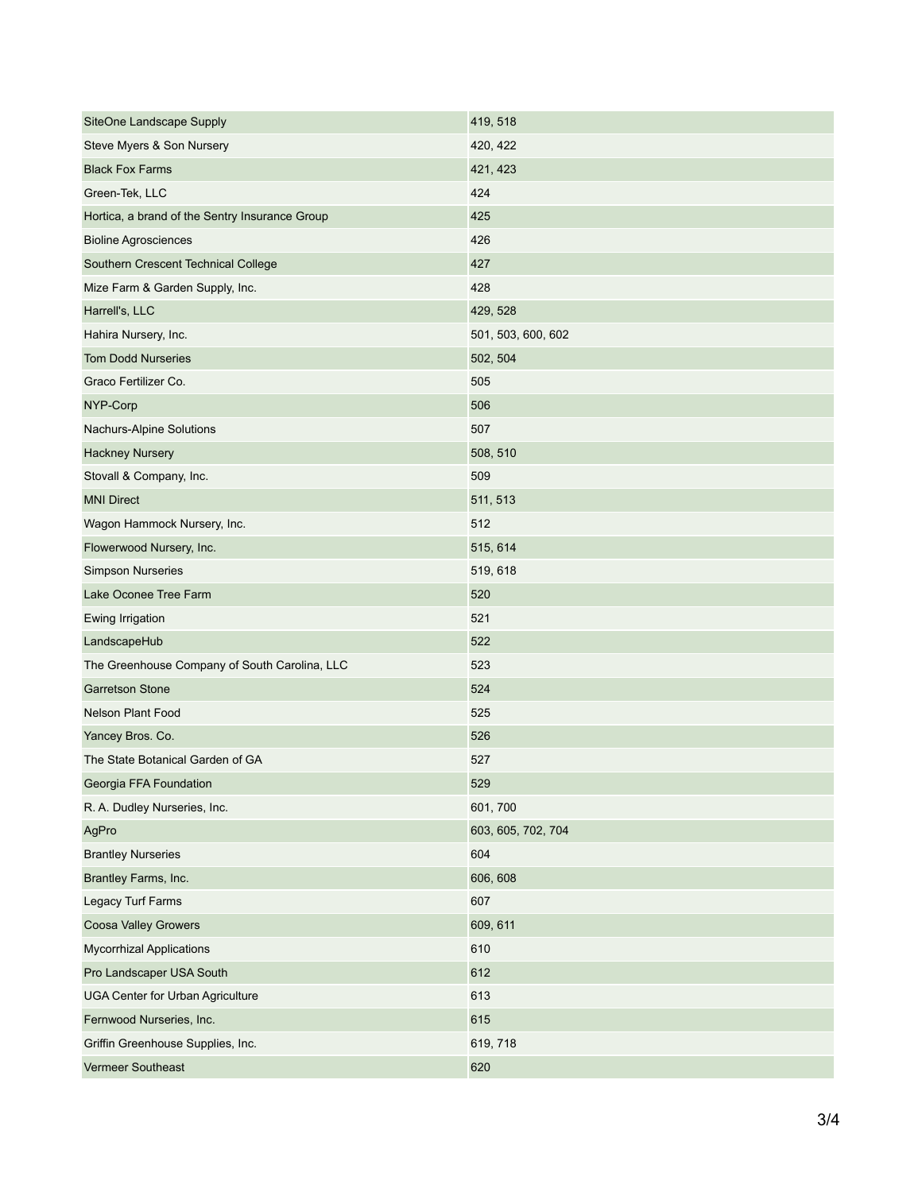| | |
|---|---|
| SiteOne Landscape Supply | 419, 518 |
| Steve Myers & Son Nursery | 420, 422 |
| Black Fox Farms | 421, 423 |
| Green-Tek, LLC | 424 |
| Hortica, a brand of the Sentry Insurance Group | 425 |
| Bioline Agrosciences | 426 |
| Southern Crescent Technical College | 427 |
| Mize Farm & Garden Supply, Inc. | 428 |
| Harrell's, LLC | 429, 528 |
| Hahira Nursery, Inc. | 501, 503, 600, 602 |
| Tom Dodd Nurseries | 502, 504 |
| Graco Fertilizer Co. | 505 |
| NYP-Corp | 506 |
| Nachurs-Alpine Solutions | 507 |
| Hackney Nursery | 508, 510 |
| Stovall & Company, Inc. | 509 |
| MNI Direct | 511, 513 |
| Wagon Hammock Nursery, Inc. | 512 |
| Flowerwood Nursery, Inc. | 515, 614 |
| Simpson Nurseries | 519, 618 |
| Lake Oconee Tree Farm | 520 |
| Ewing Irrigation | 521 |
| LandscapeHub | 522 |
| The Greenhouse Company of South Carolina, LLC | 523 |
| Garretson Stone | 524 |
| Nelson Plant Food | 525 |
| Yancey Bros. Co. | 526 |
| The State Botanical Garden of GA | 527 |
| Georgia FFA Foundation | 529 |
| R. A. Dudley Nurseries, Inc. | 601, 700 |
| AgPro | 603, 605, 702, 704 |
| Brantley Nurseries | 604 |
| Brantley Farms, Inc. | 606, 608 |
| Legacy Turf Farms | 607 |
| Coosa Valley Growers | 609, 611 |
| Mycorrhizal Applications | 610 |
| Pro Landscaper USA South | 612 |
| UGA Center for Urban Agriculture | 613 |
| Fernwood Nurseries, Inc. | 615 |
| Griffin Greenhouse Supplies, Inc. | 619, 718 |
| Vermeer Southeast | 620 |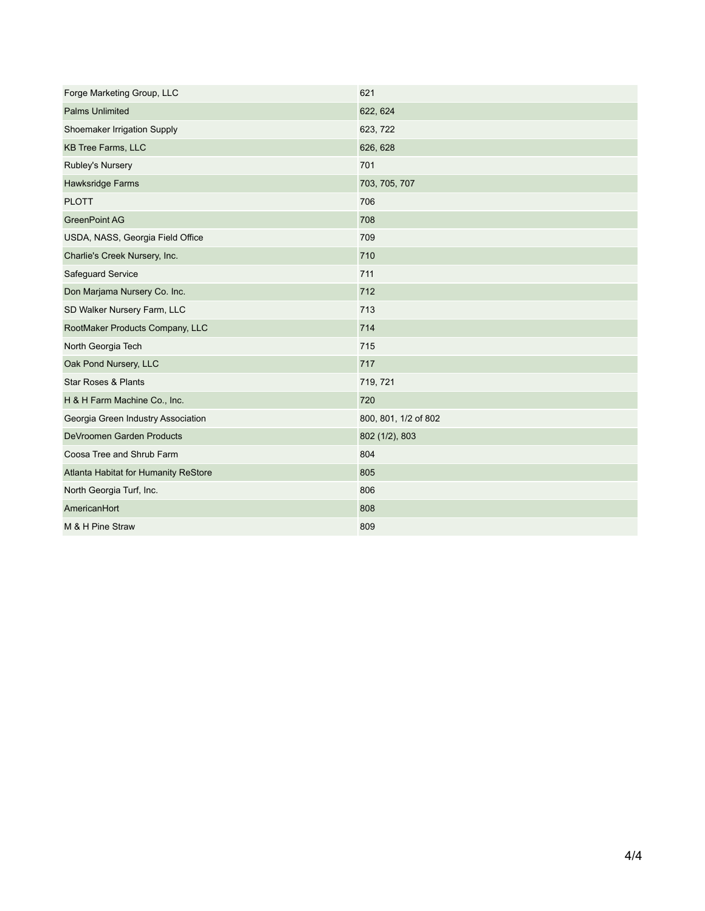| | |
|---|---|
| Forge Marketing Group, LLC | 621 |
| Palms Unlimited | 622, 624 |
| Shoemaker Irrigation Supply | 623, 722 |
| KB Tree Farms, LLC | 626, 628 |
| Rubley's Nursery | 701 |
| Hawksridge Farms | 703, 705, 707 |
| PLOTT | 706 |
| GreenPoint AG | 708 |
| USDA, NASS, Georgia Field Office | 709 |
| Charlie's Creek Nursery, Inc. | 710 |
| Safeguard Service | 711 |
| Don Marjama Nursery Co. Inc. | 712 |
| SD Walker Nursery Farm, LLC | 713 |
| RootMaker Products Company, LLC | 714 |
| North Georgia Tech | 715 |
| Oak Pond Nursery, LLC | 717 |
| Star Roses & Plants | 719, 721 |
| H & H Farm Machine Co., Inc. | 720 |
| Georgia Green Industry Association | 800, 801, 1/2 of 802 |
| DeVroomen Garden Products | 802 (1/2), 803 |
| Coosa Tree and Shrub Farm | 804 |
| Atlanta Habitat for Humanity ReStore | 805 |
| North Georgia Turf, Inc. | 806 |
| AmericanHort | 808 |
| M & H Pine Straw | 809 |